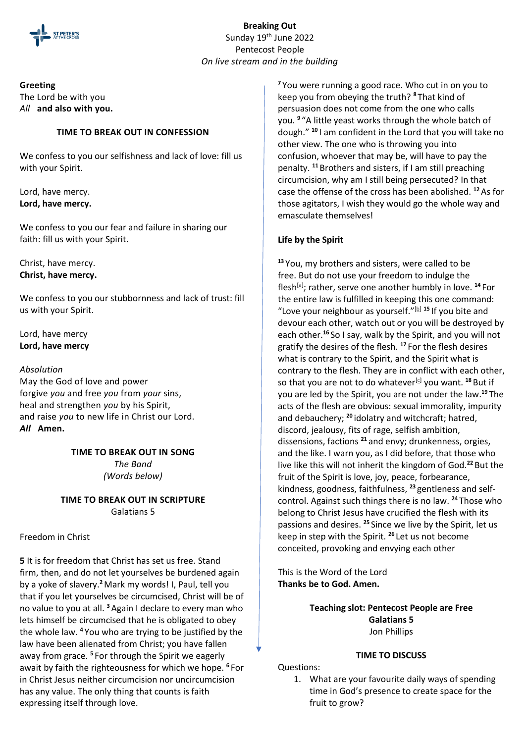**Breaking Out**
Sunday 19th June 2022
Pentecost People
*On live stream and in the building*

**Greeting**
The Lord be with you
*All* **and also with you.**

**TIME TO BREAK OUT IN CONFESSION**

We confess to you our selfishness and lack of love: fill us with your Spirit.

Lord, have mercy.
**Lord, have mercy.**

We confess to you our fear and failure in sharing our faith: fill us with your Spirit.

Christ, have mercy.
**Christ, have mercy.**

We confess to you our stubbornness and lack of trust: fill us with your Spirit.

Lord, have mercy
**Lord, have mercy**

*Absolution*
May the God of love and power
forgive *you* and free *you* from *your* sins,
heal and strengthen *you* by his Spirit,
and raise *you* to new life in Christ our Lord.
***All*** **Amen.**

**TIME TO BREAK OUT IN SONG**
*The Band*
*(Words below)*

**TIME TO BREAK OUT IN SCRIPTURE**
Galatians 5

Freedom in Christ

**5** It is for freedom that Christ has set us free. Stand firm, then, and do not let yourselves be burdened again by a yoke of slavery.[2] Mark my words! I, Paul, tell you that if you let yourselves be circumcised, Christ will be of no value to you at all. [3] Again I declare to every man who lets himself be circumcised that he is obligated to obey the whole law. [4] You who are trying to be justified by the law have been alienated from Christ; you have fallen away from grace. [5] For through the Spirit we eagerly await by faith the righteousness for which we hope. [6] For in Christ Jesus neither circumcision nor uncircumcision has any value. The only thing that counts is faith expressing itself through love.

[7] You were running a good race. Who cut in on you to keep you from obeying the truth? [8] That kind of persuasion does not come from the one who calls you. [9] "A little yeast works through the whole batch of dough." [10] I am confident in the Lord that you will take no other view. The one who is throwing you into confusion, whoever that may be, will have to pay the penalty. [11] Brothers and sisters, if I am still preaching circumcision, why am I still being persecuted? In that case the offense of the cross has been abolished. [12] As for those agitators, I wish they would go the whole way and emasculate themselves!

**Life by the Spirit**

[13] You, my brothers and sisters, were called to be free. But do not use your freedom to indulge the flesh[a]; rather, serve one another humbly in love. [14] For the entire law is fulfilled in keeping this one command: "Love your neighbour as yourself."[b] [15] If you bite and devour each other, watch out or you will be destroyed by each other.[16] So I say, walk by the Spirit, and you will not gratify the desires of the flesh. [17] For the flesh desires what is contrary to the Spirit, and the Spirit what is contrary to the flesh. They are in conflict with each other, so that you are not to do whatever[c] you want. [18] But if you are led by the Spirit, you are not under the law.[19] The acts of the flesh are obvious: sexual immorality, impurity and debauchery; [20] idolatry and witchcraft; hatred, discord, jealousy, fits of rage, selfish ambition, dissensions, factions [21] and envy; drunkenness, orgies, and the like. I warn you, as I did before, that those who live like this will not inherit the kingdom of God.[22] But the fruit of the Spirit is love, joy, peace, forbearance, kindness, goodness, faithfulness, [23] gentleness and self-control. Against such things there is no law. [24] Those who belong to Christ Jesus have crucified the flesh with its passions and desires. [25] Since we live by the Spirit, let us keep in step with the Spirit. [26] Let us not become conceited, provoking and envying each other

This is the Word of the Lord
**Thanks be to God. Amen.**

**Teaching slot: Pentecost People are Free**
**Galatians 5**
Jon Phillips

**TIME TO DISCUSS**

Questions:

1. What are your favourite daily ways of spending time in God's presence to create space for the fruit to grow?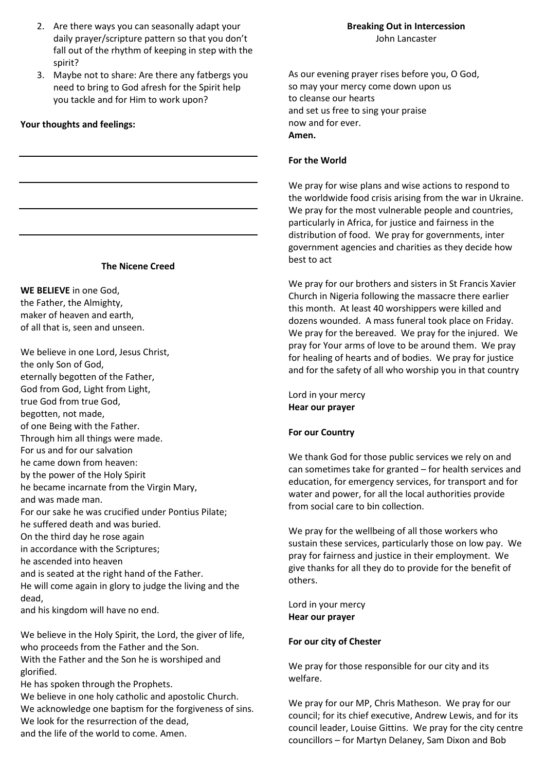2. Are there ways you can seasonally adapt your daily prayer/scripture pattern so that you don't fall out of the rhythm of keeping in step with the spirit?
3. Maybe not to share: Are there any fatbergs you need to bring to God afresh for the Spirit help you tackle and for Him to work upon?

**Your thoughts and feelings:**

___

___

___

___

**The Nicene Creed**

**WE BELIEVE** in one God,
the Father, the Almighty,
maker of heaven and earth,
of all that is, seen and unseen.

We believe in one Lord, Jesus Christ,
the only Son of God,
eternally begotten of the Father,
God from God, Light from Light,
true God from true God,
begotten, not made,
of one Being with the Father.
Through him all things were made.
For us and for our salvation
he came down from heaven:
by the power of the Holy Spirit
he became incarnate from the Virgin Mary,
and was made man.
For our sake he was crucified under Pontius Pilate;
he suffered death and was buried.
On the third day he rose again
in accordance with the Scriptures;
he ascended into heaven
and is seated at the right hand of the Father.
He will come again in glory to judge the living and the dead,
and his kingdom will have no end.

We believe in the Holy Spirit, the Lord, the giver of life,
who proceeds from the Father and the Son.
With the Father and the Son he is worshiped and glorified.
He has spoken through the Prophets.
We believe in one holy catholic and apostolic Church.
We acknowledge one baptism for the forgiveness of sins.
We look for the resurrection of the dead,
and the life of the world to come. Amen.

**Breaking Out in Intercession**
John Lancaster

As our evening prayer rises before you, O God,
so may your mercy come down upon us
to cleanse our hearts
and set us free to sing your praise
now and for ever.
**Amen.**

**For the World**

We pray for wise plans and wise actions to respond to the worldwide food crisis arising from the war in Ukraine. We pray for the most vulnerable people and countries, particularly in Africa, for justice and fairness in the distribution of food. We pray for governments, inter government agencies and charities as they decide how best to act

We pray for our brothers and sisters in St Francis Xavier Church in Nigeria following the massacre there earlier this month. At least 40 worshippers were killed and dozens wounded. A mass funeral took place on Friday. We pray for the bereaved. We pray for the injured. We pray for Your arms of love to be around them. We pray for healing of hearts and of bodies. We pray for justice and for the safety of all who worship you in that country

Lord in your mercy
**Hear our prayer**

**For our Country**

We thank God for those public services we rely on and can sometimes take for granted – for health services and education, for emergency services, for transport and for water and power, for all the local authorities provide from social care to bin collection.

We pray for the wellbeing of all those workers who sustain these services, particularly those on low pay. We pray for fairness and justice in their employment. We give thanks for all they do to provide for the benefit of others.

Lord in your mercy
**Hear our prayer**

**For our city of Chester**

We pray for those responsible for our city and its welfare.

We pray for our MP, Chris Matheson. We pray for our council; for its chief executive, Andrew Lewis, and for its council leader, Louise Gittins. We pray for the city centre councillors – for Martyn Delaney, Sam Dixon and Bob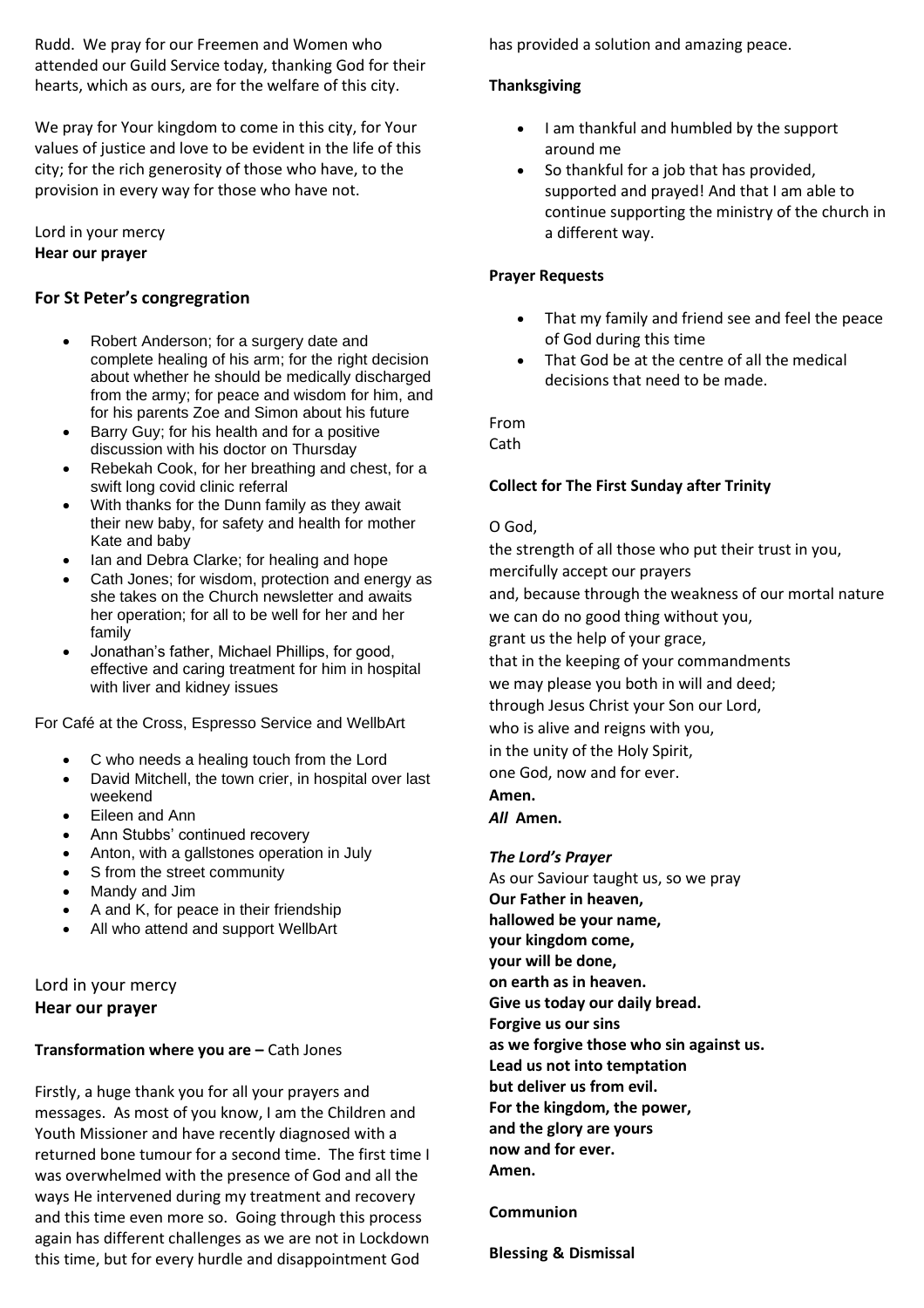Rudd. We pray for our Freemen and Women who attended our Guild Service today, thanking God for their hearts, which as ours, are for the welfare of this city.

We pray for Your kingdom to come in this city, for Your values of justice and love to be evident in the life of this city; for the rich generosity of those who have, to the provision in every way for those who have not.

Lord in your mercy
**Hear our prayer**

## For St Peter's congregration

- Robert Anderson; for a surgery date and complete healing of his arm; for the right decision about whether he should be medically discharged from the army; for peace and wisdom for him, and for his parents Zoe and Simon about his future
- Barry Guy; for his health and for a positive discussion with his doctor on Thursday
- Rebekah Cook, for her breathing and chest, for a swift long covid clinic referral
- With thanks for the Dunn family as they await their new baby, for safety and health for mother Kate and baby
- Ian and Debra Clarke; for healing and hope
- Cath Jones; for wisdom, protection and energy as she takes on the Church newsletter and awaits her operation; for all to be well for her and her family
- Jonathan's father, Michael Phillips, for good, effective and caring treatment for him in hospital with liver and kidney issues

For Café at the Cross, Espresso Service and WellbArt

- C who needs a healing touch from the Lord
- David Mitchell, the town crier, in hospital over last weekend
- Eileen and Ann
- Ann Stubbs' continued recovery
- Anton, with a gallstones operation in July
- S from the street community
- Mandy and Jim
- A and K, for peace in their friendship
- All who attend and support WellbArt

Lord in your mercy
**Hear our prayer**

**Transformation where you are –** Cath Jones

Firstly, a huge thank you for all your prayers and messages. As most of you know, I am the Children and Youth Missioner and have recently diagnosed with a returned bone tumour for a second time. The first time I was overwhelmed with the presence of God and all the ways He intervened during my treatment and recovery and this time even more so. Going through this process again has different challenges as we are not in Lockdown this time, but for every hurdle and disappointment God has provided a solution and amazing peace.

**Thanksgiving**

- I am thankful and humbled by the support around me
- So thankful for a job that has provided, supported and prayed! And that I am able to continue supporting the ministry of the church in a different way.

**Prayer Requests**

- That my family and friend see and feel the peace of God during this time
- That God be at the centre of all the medical decisions that need to be made.

From
Cath

**Collect for The First Sunday after Trinity**

O God,
the strength of all those who put their trust in you,
mercifully accept our prayers
and, because through the weakness of our mortal nature
we can do no good thing without you,
grant us the help of your grace,
that in the keeping of your commandments
we may please you both in will and deed;
through Jesus Christ your Son our Lord,
who is alive and reigns with you,
in the unity of the Holy Spirit,
one God, now and for ever.
**Amen.**
***All*** **Amen.**

***The Lord's Prayer***
As our Saviour taught us, so we pray
**Our Father in heaven,**
**hallowed be your name,**
**your kingdom come,**
**your will be done,**
**on earth as in heaven.**
**Give us today our daily bread.**
**Forgive us our sins**
**as we forgive those who sin against us.**
**Lead us not into temptation**
**but deliver us from evil.**
**For the kingdom, the power,**
**and the glory are yours**
**now and for ever.**
**Amen.**

**Communion**

**Blessing & Dismissal**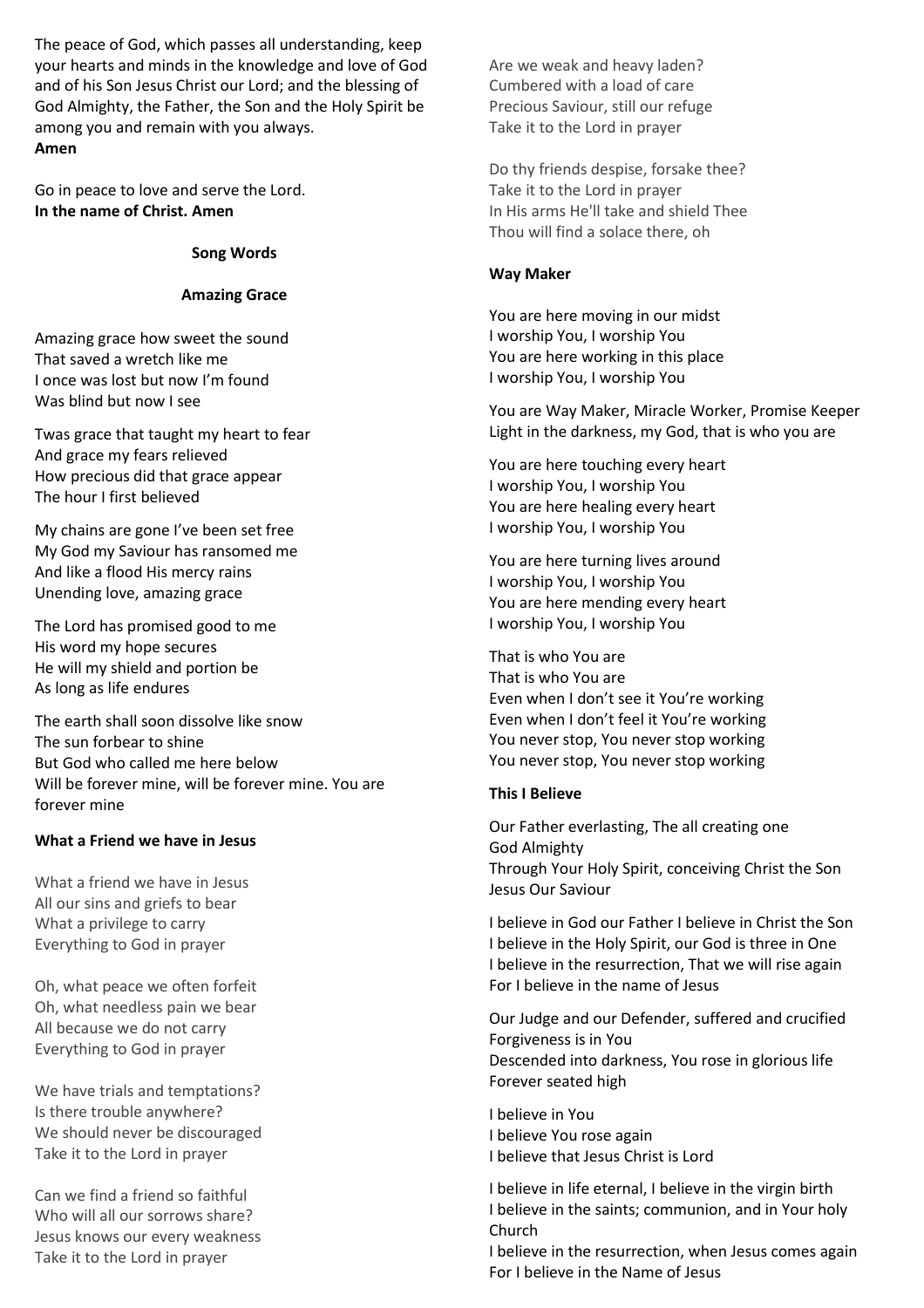The peace of God, which passes all understanding, keep your hearts and minds in the knowledge and love of God and of his Son Jesus Christ our Lord; and the blessing of God Almighty, the Father, the Son and the Holy Spirit be among you and remain with you always.
**Amen**

Go in peace to love and serve the Lord.
**In the name of Christ. Amen**

## Song Words

### Amazing Grace

Amazing grace how sweet the sound
That saved a wretch like me
I once was lost but now I'm found
Was blind but now I see

Twas grace that taught my heart to fear
And grace my fears relieved
How precious did that grace appear
The hour I first believed

My chains are gone I've been set free
My God my Saviour has ransomed me
And like a flood His mercy rains
Unending love, amazing grace

The Lord has promised good to me
His word my hope secures
He will my shield and portion be
As long as life endures

The earth shall soon dissolve like snow
The sun forbear to shine
But God who called me here below
Will be forever mine, will be forever mine. You are forever mine

### What a Friend we have in Jesus

What a friend we have in Jesus
All our sins and griefs to bear
What a privilege to carry
Everything to God in prayer

Oh, what peace we often forfeit
Oh, what needless pain we bear
All because we do not carry
Everything to God in prayer

We have trials and temptations?
Is there trouble anywhere?
We should never be discouraged
Take it to the Lord in prayer

Can we find a friend so faithful
Who will all our sorrows share?
Jesus knows our every weakness
Take it to the Lord in prayer

Are we weak and heavy laden?
Cumbered with a load of care
Precious Saviour, still our refuge
Take it to the Lord in prayer

Do thy friends despise, forsake thee?
Take it to the Lord in prayer
In His arms He'll take and shield Thee
Thou will find a solace there, oh

### Way Maker

You are here moving in our midst
I worship You, I worship You
You are here working in this place
I worship You, I worship You

You are Way Maker, Miracle Worker, Promise Keeper
Light in the darkness, my God, that is who you are

You are here touching every heart
I worship You, I worship You
You are here healing every heart
I worship You, I worship You

You are here turning lives around
I worship You, I worship You
You are here mending every heart
I worship You, I worship You

That is who You are
That is who You are
Even when I don't see it You're working
Even when I don't feel it You're working
You never stop, You never stop working
You never stop, You never stop working

### This I Believe

Our Father everlasting, The all creating one
God Almighty
Through Your Holy Spirit, conceiving Christ the Son
Jesus Our Saviour

I believe in God our Father I believe in Christ the Son
I believe in the Holy Spirit, our God is three in One
I believe in the resurrection, That we will rise again
For I believe in the name of Jesus

Our Judge and our Defender, suffered and crucified
Forgiveness is in You
Descended into darkness, You rose in glorious life
Forever seated high

I believe in You
I believe You rose again
I believe that Jesus Christ is Lord

I believe in life eternal, I believe in the virgin birth
I believe in the saints; communion, and in Your holy Church
I believe in the resurrection, when Jesus comes again
For I believe in the Name of Jesus